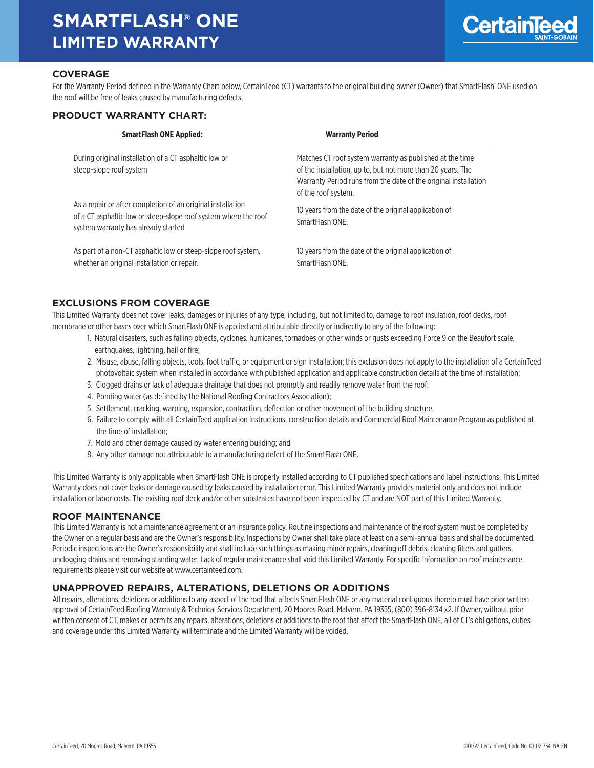# SMARTFLASH® ONE LIMITED WARRANTY

## COVERAGE

For the Warranty Period defined in the Warranty Chart below, CertainTeed (CT) warrants to the original building owner (Owner) that SmartFlash® ONE used on the roof will be free of leaks caused by manufacturing defects.

## PRODUCT WARRANTY CHART:

| SmartFlash ONE Applied: | Warranty Period |
|---|---|
| During original installation of a CT asphaltic low or steep-slope roof system | Matches CT roof system warranty as published at the time of the installation, up to, but not more than 20 years. The Warranty Period runs from the date of the original installation of the roof system. |
| As a repair or after completion of an original installation of a CT asphaltic low or steep-slope roof system where the roof system warranty has already started | 10 years from the date of the original application of SmartFlash ONE. |
| As part of a non-CT asphaltic low or steep-slope roof system, whether an original installation or repair. | 10 years from the date of the original application of SmartFlash ONE. |

## EXCLUSIONS FROM COVERAGE

This Limited Warranty does not cover leaks, damages or injuries of any type, including, but not limited to, damage to roof insulation, roof decks, roof membrane or other bases over which SmartFlash ONE is applied and attributable directly or indirectly to any of the following:

1. Natural disasters, such as falling objects, cyclones, hurricanes, tornadoes or other winds or gusts exceeding Force 9 on the Beaufort scale, earthquakes, lightning, hail or fire;
2. Misuse, abuse, falling objects, tools, foot traffic, or equipment or sign installation; this exclusion does not apply to the installation of a CertainTeed photovoltaic system when installed in accordance with published application and applicable construction details at the time of installation;
3. Clogged drains or lack of adequate drainage that does not promptly and readily remove water from the roof;
4. Ponding water (as defined by the National Roofing Contractors Association);
5. Settlement, cracking, warping, expansion, contraction, deflection or other movement of the building structure;
6. Failure to comply with all CertainTeed application instructions, construction details and Commercial Roof Maintenance Program as published at the time of installation;
7. Mold and other damage caused by water entering building; and
8. Any other damage not attributable to a manufacturing defect of the SmartFlash ONE.

This Limited Warranty is only applicable when SmartFlash ONE is properly installed according to CT published specifications and label instructions. This Limited Warranty does not cover leaks or damage caused by leaks caused by installation error. This Limited Warranty provides material only and does not include installation or labor costs. The existing roof deck and/or other substrates have not been inspected by CT and are NOT part of this Limited Warranty.

## ROOF MAINTENANCE

This Limited Warranty is not a maintenance agreement or an insurance policy. Routine inspections and maintenance of the roof system must be completed by the Owner on a regular basis and are the Owner's responsibility. Inspections by Owner shall take place at least on a semi-annual basis and shall be documented. Periodic inspections are the Owner's responsibility and shall include such things as making minor repairs, cleaning off debris, cleaning filters and gutters, unclogging drains and removing standing water. Lack of regular maintenance shall void this Limited Warranty. For specific information on roof maintenance requirements please visit our website at www.certainteed.com.

## UNAPPROVED REPAIRS, ALTERATIONS, DELETIONS OR ADDITIONS

All repairs, alterations, deletions or additions to any aspect of the roof that affects SmartFlash ONE or any material contiguous thereto must have prior written approval of CertainTeed Roofing Warranty & Technical Services Department, 20 Moores Road, Malvern, PA 19355, (800) 396-8134 x2. If Owner, without prior written consent of CT, makes or permits any repairs, alterations, deletions or additions to the roof that affect the SmartFlash ONE, all of CT's obligations, duties and coverage under this Limited Warranty will terminate and the Limited Warranty will be voided.

CertainTeed, 20 Moores Road, Malvern, PA 19355

©01/22 CertainTeed, Code No. 01-02-754-NA-EN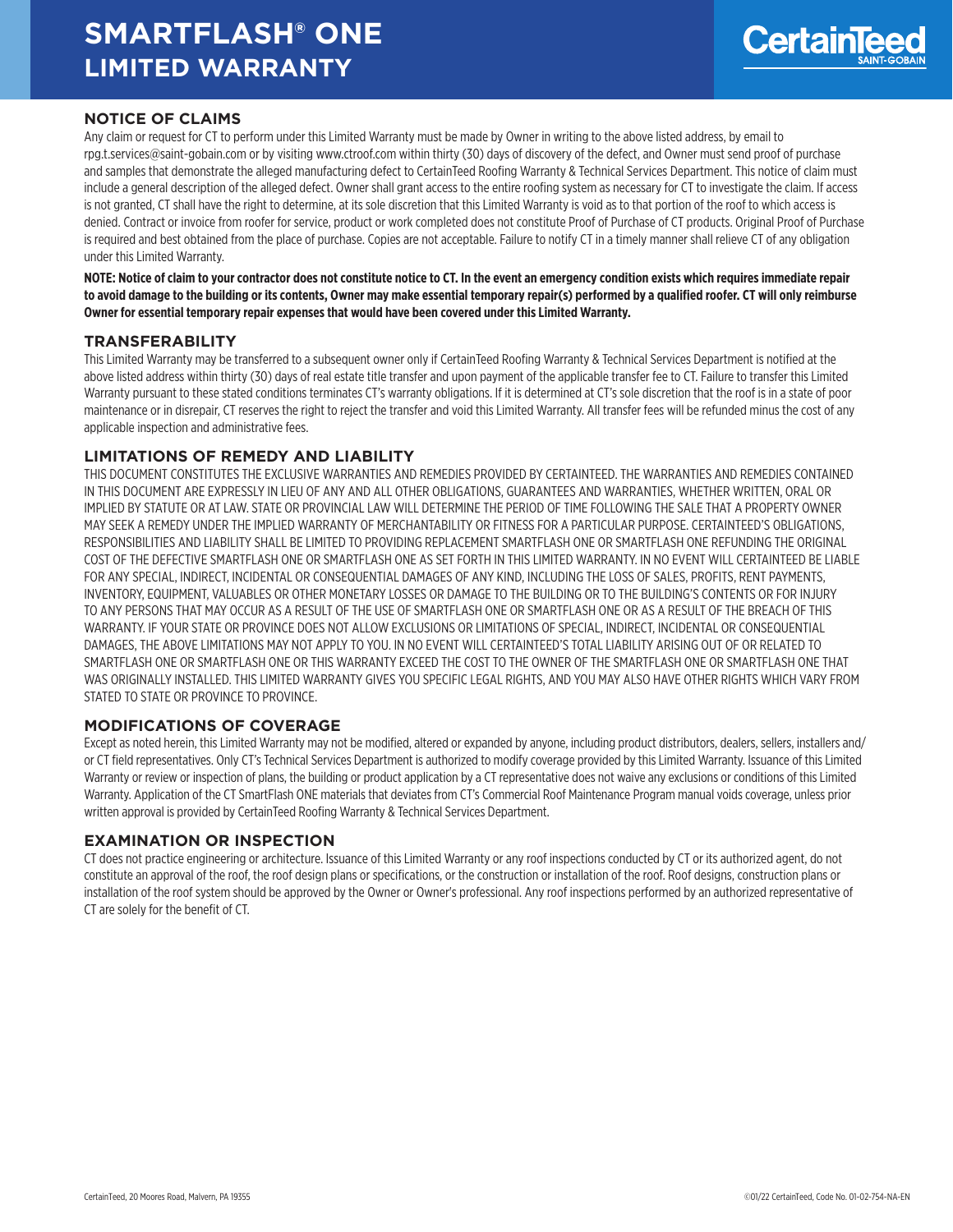# SMARTFLASH® ONE LIMITED WARRANTY

## NOTICE OF CLAIMS

Any claim or request for CT to perform under this Limited Warranty must be made by Owner in writing to the above listed address, by email to rpg.t.services@saint-gobain.com or by visiting www.ctroof.com within thirty (30) days of discovery of the defect, and Owner must send proof of purchase and samples that demonstrate the alleged manufacturing defect to CertainTeed Roofing Warranty & Technical Services Department. This notice of claim must include a general description of the alleged defect. Owner shall grant access to the entire roofing system as necessary for CT to investigate the claim. If access is not granted, CT shall have the right to determine, at its sole discretion that this Limited Warranty is void as to that portion of the roof to which access is denied. Contract or invoice from roofer for service, product or work completed does not constitute Proof of Purchase of CT products. Original Proof of Purchase is required and best obtained from the place of purchase. Copies are not acceptable. Failure to notify CT in a timely manner shall relieve CT of any obligation under this Limited Warranty.

**NOTE: Notice of claim to your contractor does not constitute notice to CT. In the event an emergency condition exists which requires immediate repair to avoid damage to the building or its contents, Owner may make essential temporary repair(s) performed by a qualified roofer. CT will only reimburse Owner for essential temporary repair expenses that would have been covered under this Limited Warranty.**

## TRANSFERABILITY

This Limited Warranty may be transferred to a subsequent owner only if CertainTeed Roofing Warranty & Technical Services Department is notified at the above listed address within thirty (30) days of real estate title transfer and upon payment of the applicable transfer fee to CT. Failure to transfer this Limited Warranty pursuant to these stated conditions terminates CT's warranty obligations. If it is determined at CT's sole discretion that the roof is in a state of poor maintenance or in disrepair, CT reserves the right to reject the transfer and void this Limited Warranty. All transfer fees will be refunded minus the cost of any applicable inspection and administrative fees.

## LIMITATIONS OF REMEDY AND LIABILITY

THIS DOCUMENT CONSTITUTES THE EXCLUSIVE WARRANTIES AND REMEDIES PROVIDED BY CERTAINTEED. THE WARRANTIES AND REMEDIES CONTAINED IN THIS DOCUMENT ARE EXPRESSLY IN LIEU OF ANY AND ALL OTHER OBLIGATIONS, GUARANTEES AND WARRANTIES, WHETHER WRITTEN, ORAL OR IMPLIED BY STATUTE OR AT LAW. STATE OR PROVINCIAL LAW WILL DETERMINE THE PERIOD OF TIME FOLLOWING THE SALE THAT A PROPERTY OWNER MAY SEEK A REMEDY UNDER THE IMPLIED WARRANTY OF MERCHANTABILITY OR FITNESS FOR A PARTICULAR PURPOSE. CERTAINTEED'S OBLIGATIONS, RESPONSIBILITIES AND LIABILITY SHALL BE LIMITED TO PROVIDING REPLACEMENT SMARTFLASH ONE OR SMARTFLASH ONE REFUNDING THE ORIGINAL COST OF THE DEFECTIVE SMARTFLASH ONE OR SMARTFLASH ONE AS SET FORTH IN THIS LIMITED WARRANTY. IN NO EVENT WILL CERTAINTEED BE LIABLE FOR ANY SPECIAL, INDIRECT, INCIDENTAL OR CONSEQUENTIAL DAMAGES OF ANY KIND, INCLUDING THE LOSS OF SALES, PROFITS, RENT PAYMENTS, INVENTORY, EQUIPMENT, VALUABLES OR OTHER MONETARY LOSSES OR DAMAGE TO THE BUILDING OR TO THE BUILDING'S CONTENTS OR FOR INJURY TO ANY PERSONS THAT MAY OCCUR AS A RESULT OF THE USE OF SMARTFLASH ONE OR SMARTFLASH ONE OR AS A RESULT OF THE BREACH OF THIS WARRANTY. IF YOUR STATE OR PROVINCE DOES NOT ALLOW EXCLUSIONS OR LIMITATIONS OF SPECIAL, INDIRECT, INCIDENTAL OR CONSEQUENTIAL DAMAGES, THE ABOVE LIMITATIONS MAY NOT APPLY TO YOU. IN NO EVENT WILL CERTAINTEED'S TOTAL LIABILITY ARISING OUT OF OR RELATED TO SMARTFLASH ONE OR SMARTFLASH ONE OR THIS WARRANTY EXCEED THE COST TO THE OWNER OF THE SMARTFLASH ONE OR SMARTFLASH ONE THAT WAS ORIGINALLY INSTALLED. THIS LIMITED WARRANTY GIVES YOU SPECIFIC LEGAL RIGHTS, AND YOU MAY ALSO HAVE OTHER RIGHTS WHICH VARY FROM STATED TO STATE OR PROVINCE TO PROVINCE.

## MODIFICATIONS OF COVERAGE

Except as noted herein, this Limited Warranty may not be modified, altered or expanded by anyone, including product distributors, dealers, sellers, installers and/or CT field representatives. Only CT's Technical Services Department is authorized to modify coverage provided by this Limited Warranty. Issuance of this Limited Warranty or review or inspection of plans, the building or product application by a CT representative does not waive any exclusions or conditions of this Limited Warranty. Application of the CT SmartFlash ONE materials that deviates from CT's Commercial Roof Maintenance Program manual voids coverage, unless prior written approval is provided by CertainTeed Roofing Warranty & Technical Services Department.

## EXAMINATION OR INSPECTION

CT does not practice engineering or architecture. Issuance of this Limited Warranty or any roof inspections conducted by CT or its authorized agent, do not constitute an approval of the roof, the roof design plans or specifications, or the construction or installation of the roof. Roof designs, construction plans or installation of the roof system should be approved by the Owner or Owner's professional. Any roof inspections performed by an authorized representative of CT are solely for the benefit of CT.

CertainTeed, 20 Moores Road, Malvern, PA 19355

©01/22 CertainTeed, Code No. 01-02-754-NA-EN